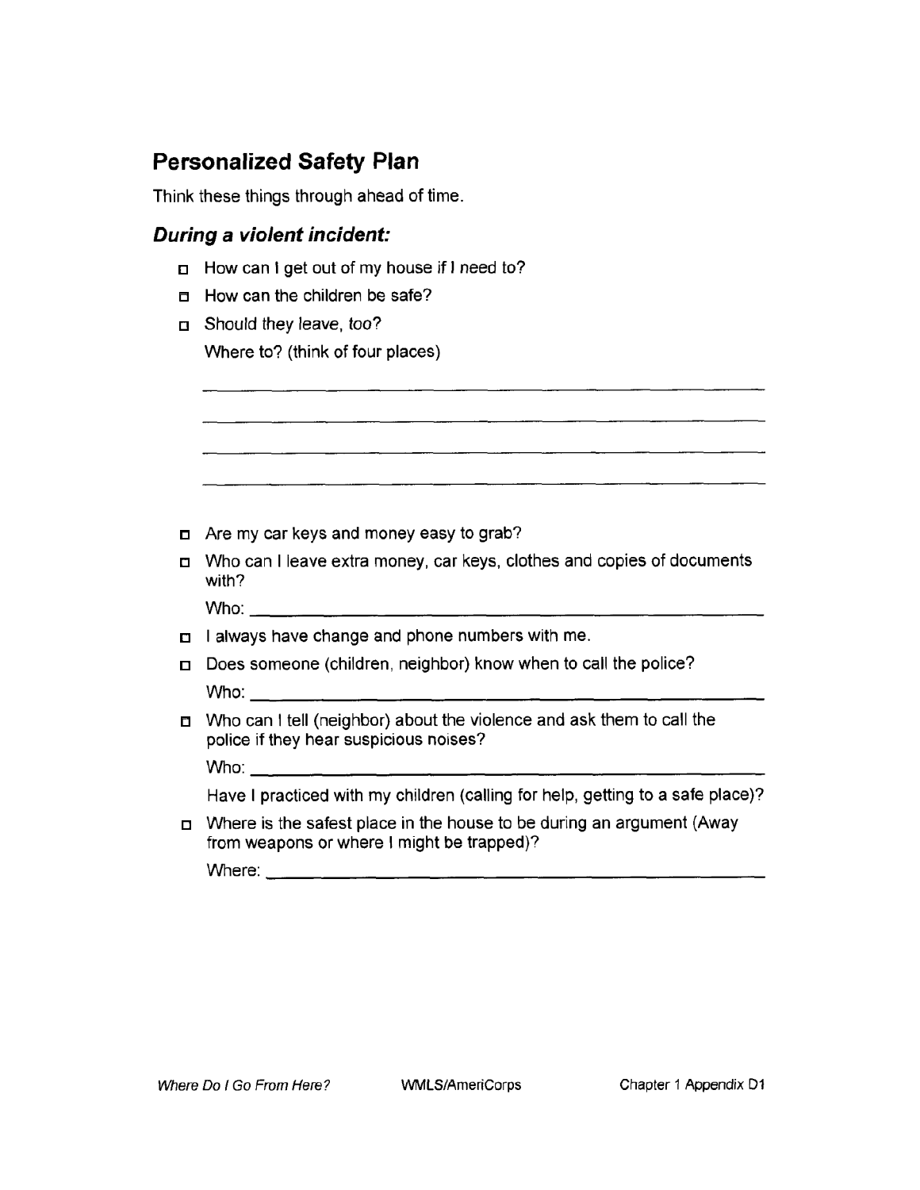## Personalized Safety Plan

Think these things through ahead of time.

### *During a violent incident:*

- ☐ How can I get out of my house if I need to?
- ☐ How can the children be safe?
- ☐ Should they leave, too?

  Where to? (think of four places)

  \_\_\_\_\_\_\_\_\_\_\_\_\_\_\_\_\_\_\_\_\_\_\_\_\_\_\_\_\_\_\_\_\_\_\_\_\_\_\_\_\_\_\_\_\_\_\_\_

  \_\_\_\_\_\_\_\_\_\_\_\_\_\_\_\_\_\_\_\_\_\_\_\_\_\_\_\_\_\_\_\_\_\_\_\_\_\_\_\_\_\_\_\_\_\_\_\_

  \_\_\_\_\_\_\_\_\_\_\_\_\_\_\_\_\_\_\_\_\_\_\_\_\_\_\_\_\_\_\_\_\_\_\_\_\_\_\_\_\_\_\_\_\_\_\_\_

  \_\_\_\_\_\_\_\_\_\_\_\_\_\_\_\_\_\_\_\_\_\_\_\_\_\_\_\_\_\_\_\_\_\_\_\_\_\_\_\_\_\_\_\_\_\_\_\_

- ☐ Are my car keys and money easy to grab?
- ☐ Who can I leave extra money, car keys, clothes and copies of documents with?

  Who: \_\_\_\_\_\_\_\_\_\_\_\_\_\_\_\_\_\_\_\_\_\_\_\_\_\_\_\_\_\_\_\_\_\_\_\_\_\_\_\_\_\_\_\_

- ☐ I always have change and phone numbers with me.
- ☐ Does someone (children, neighbor) know when to call the police?

  Who: \_\_\_\_\_\_\_\_\_\_\_\_\_\_\_\_\_\_\_\_\_\_\_\_\_\_\_\_\_\_\_\_\_\_\_\_\_\_\_\_\_\_\_\_

- ☐ Who can I tell (neighbor) about the violence and ask them to call the police if they hear suspicious noises?

  Who: \_\_\_\_\_\_\_\_\_\_\_\_\_\_\_\_\_\_\_\_\_\_\_\_\_\_\_\_\_\_\_\_\_\_\_\_\_\_\_\_\_\_\_\_

  Have I practiced with my children (calling for help, getting to a safe place)?

- ☐ Where is the safest place in the house to be during an argument (Away from weapons or where I might be trapped)?

  Where: \_\_\_\_\_\_\_\_\_\_\_\_\_\_\_\_\_\_\_\_\_\_\_\_\_\_\_\_\_\_\_\_\_\_\_\_\_\_\_\_\_\_\_\_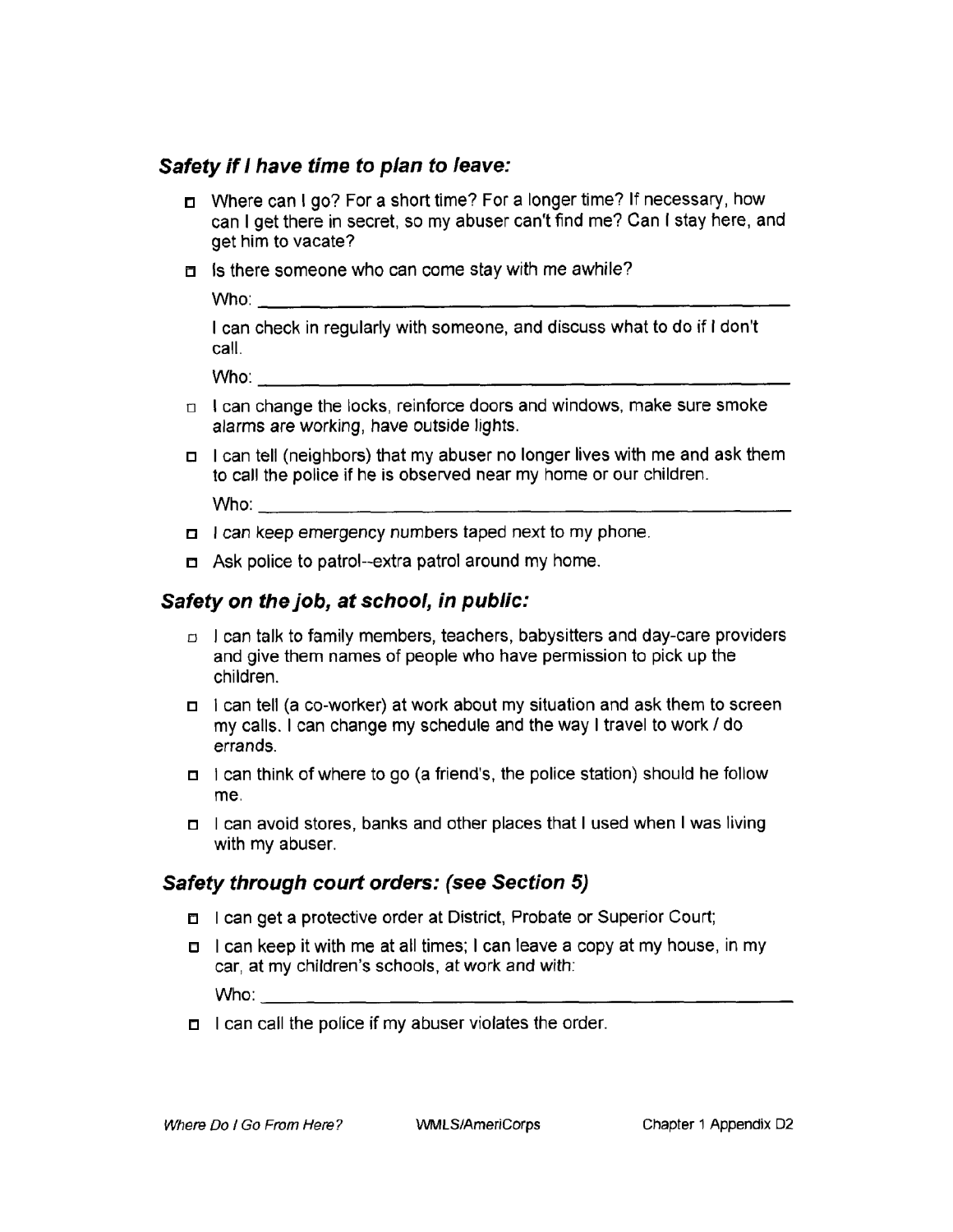### *Safety if I have time to plan to leave:*

- ☐ Where can I go? For a short time? For a longer time? If necessary, how can I get there in secret, so my abuser can't find me? Can I stay here, and get him to vacate?
- ☐ Is there someone who can come stay with me awhile?

  Who: ______________________________________________

  I can check in regularly with someone, and discuss what to do if I don't call.

  Who: ______________________________________________
- ☐ I can change the locks, reinforce doors and windows, make sure smoke alarms are working, have outside lights.
- ☐ I can tell (neighbors) that my abuser no longer lives with me and ask them to call the police if he is observed near my home or our children.

  Who: ______________________________________________
- ☐ I can keep emergency numbers taped next to my phone.
- ☐ Ask police to patrol--extra patrol around my home.

### *Safety on the job, at school, in public:*

- ☐ I can talk to family members, teachers, babysitters and day-care providers and give them names of people who have permission to pick up the children.
- ☐ I can tell (a co-worker) at work about my situation and ask them to screen my calls. I can change my schedule and the way I travel to work / do errands.
- ☐ I can think of where to go (a friend's, the police station) should he follow me.
- ☐ I can avoid stores, banks and other places that I used when I was living with my abuser.

### *Safety through court orders: (see Section 5)*

- ☐ I can get a protective order at District, Probate or Superior Court;
- ☐ I can keep it with me at all times; I can leave a copy at my house, in my car, at my children's schools, at work and with:

  Who: ______________________________________________
- ☐ I can call the police if my abuser violates the order.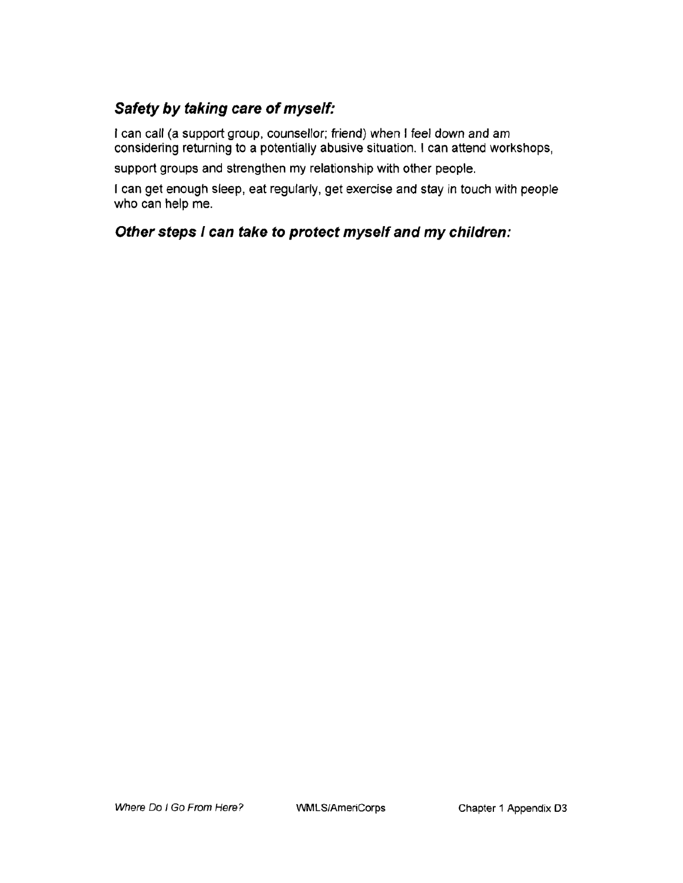### ***Safety by taking care of myself:***

I can call (a support group, counsellor; friend) when I feel down and am considering returning to a potentially abusive situation. I can attend workshops, support groups and strengthen my relationship with other people.

I can get enough sleep, eat regularly, get exercise and stay in touch with people who can help me.

### ***Other steps I can take to protect myself and my children:***